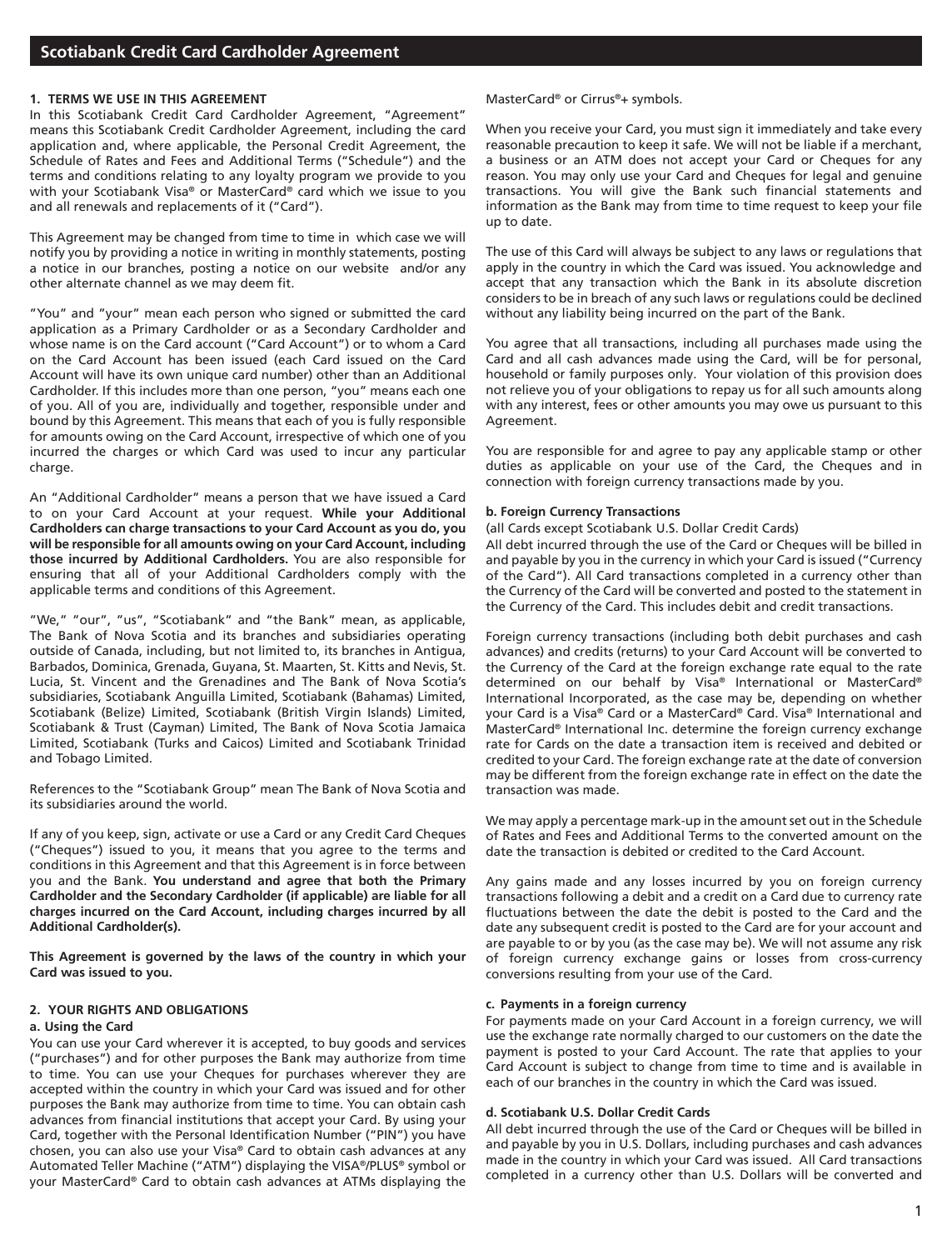# Scotiabank Credit Card Cardholder Agreement

## 1. TERMS WE USE IN THIS AGREEMENT

In this Scotiabank Credit Card Cardholder Agreement, "Agreement" means this Scotiabank Credit Cardholder Agreement, including the card application and, where applicable, the Personal Credit Agreement, the Schedule of Rates and Fees and Additional Terms ("Schedule") and the terms and conditions relating to any loyalty program we provide to you with your Scotiabank Visa® or MasterCard® card which we issue to you and all renewals and replacements of it ("Card").

This Agreement may be changed from time to time in which case we will notify you by providing a notice in writing in monthly statements, posting a notice in our branches, posting a notice on our website and/or any other alternate channel as we may deem fit.

"You" and "your" mean each person who signed or submitted the card application as a Primary Cardholder or as a Secondary Cardholder and whose name is on the Card account ("Card Account") or to whom a Card on the Card Account has been issued (each Card issued on the Card Account will have its own unique card number) other than an Additional Cardholder. If this includes more than one person, "you" means each one of you. All of you are, individually and together, responsible under and bound by this Agreement. This means that each of you is fully responsible for amounts owing on the Card Account, irrespective of which one of you incurred the charges or which Card was used to incur any particular charge.

An "Additional Cardholder" means a person that we have issued a Card to on your Card Account at your request. **While your Additional Cardholders can charge transactions to your Card Account as you do, you will be responsible for all amounts owing on your Card Account, including those incurred by Additional Cardholders.** You are also responsible for ensuring that all of your Additional Cardholders comply with the applicable terms and conditions of this Agreement.

"We," "our", "us", "Scotiabank" and "the Bank" mean, as applicable, The Bank of Nova Scotia and its branches and subsidiaries operating outside of Canada, including, but not limited to, its branches in Antigua, Barbados, Dominica, Grenada, Guyana, St. Maarten, St. Kitts and Nevis, St. Lucia, St. Vincent and the Grenadines and The Bank of Nova Scotia's subsidiaries, Scotiabank Anguilla Limited, Scotiabank (Bahamas) Limited, Scotiabank (Belize) Limited, Scotiabank (British Virgin Islands) Limited, Scotiabank & Trust (Cayman) Limited, The Bank of Nova Scotia Jamaica Limited, Scotiabank (Turks and Caicos) Limited and Scotiabank Trinidad and Tobago Limited.

References to the "Scotiabank Group" mean The Bank of Nova Scotia and its subsidiaries around the world.

If any of you keep, sign, activate or use a Card or any Credit Card Cheques ("Cheques") issued to you, it means that you agree to the terms and conditions in this Agreement and that this Agreement is in force between you and the Bank. **You understand and agree that both the Primary Cardholder and the Secondary Cardholder (if applicable) are liable for all charges incurred on the Card Account, including charges incurred by all Additional Cardholder(s).**

**This Agreement is governed by the laws of the country in which your Card was issued to you.**

## 2. YOUR RIGHTS AND OBLIGATIONS

### a. Using the Card

You can use your Card wherever it is accepted, to buy goods and services ("purchases") and for other purposes the Bank may authorize from time to time. You can use your Cheques for purchases wherever they are accepted within the country in which your Card was issued and for other purposes the Bank may authorize from time to time. You can obtain cash advances from financial institutions that accept your Card. By using your Card, together with the Personal Identification Number ("PIN") you have chosen, you can also use your Visa® Card to obtain cash advances at any Automated Teller Machine ("ATM") displaying the VISA®/PLUS® symbol or your MasterCard® Card to obtain cash advances at ATMs displaying the MasterCard® or Cirrus®+ symbols.

When you receive your Card, you must sign it immediately and take every reasonable precaution to keep it safe. We will not be liable if a merchant, a business or an ATM does not accept your Card or Cheques for any reason. You may only use your Card and Cheques for legal and genuine transactions. You will give the Bank such financial statements and information as the Bank may from time to time request to keep your file up to date.

The use of this Card will always be subject to any laws or regulations that apply in the country in which the Card was issued. You acknowledge and accept that any transaction which the Bank in its absolute discretion considers to be in breach of any such laws or regulations could be declined without any liability being incurred on the part of the Bank.

You agree that all transactions, including all purchases made using the Card and all cash advances made using the Card, will be for personal, household or family purposes only. Your violation of this provision does not relieve you of your obligations to repay us for all such amounts along with any interest, fees or other amounts you may owe us pursuant to this Agreement.

You are responsible for and agree to pay any applicable stamp or other duties as applicable on your use of the Card, the Cheques and in connection with foreign currency transactions made by you.

### b. Foreign Currency Transactions

(all Cards except Scotiabank U.S. Dollar Credit Cards)

All debt incurred through the use of the Card or Cheques will be billed in and payable by you in the currency in which your Card is issued ("Currency of the Card"). All Card transactions completed in a currency other than the Currency of the Card will be converted and posted to the statement in the Currency of the Card. This includes debit and credit transactions.

Foreign currency transactions (including both debit purchases and cash advances) and credits (returns) to your Card Account will be converted to the Currency of the Card at the foreign exchange rate equal to the rate determined on our behalf by Visa® International or MasterCard® International Incorporated, as the case may be, depending on whether your Card is a Visa® Card or a MasterCard® Card. Visa® International and MasterCard® International Inc. determine the foreign currency exchange rate for Cards on the date a transaction item is received and debited or credited to your Card. The foreign exchange rate at the date of conversion may be different from the foreign exchange rate in effect on the date the transaction was made.

We may apply a percentage mark-up in the amount set out in the Schedule of Rates and Fees and Additional Terms to the converted amount on the date the transaction is debited or credited to the Card Account.

Any gains made and any losses incurred by you on foreign currency transactions following a debit and a credit on a Card due to currency rate fluctuations between the date the debit is posted to the Card and the date any subsequent credit is posted to the Card are for your account and are payable to or by you (as the case may be). We will not assume any risk of foreign currency exchange gains or losses from cross-currency conversions resulting from your use of the Card.

### c. Payments in a foreign currency

For payments made on your Card Account in a foreign currency, we will use the exchange rate normally charged to our customers on the date the payment is posted to your Card Account. The rate that applies to your Card Account is subject to change from time to time and is available in each of our branches in the country in which the Card was issued.

### d. Scotiabank U.S. Dollar Credit Cards

All debt incurred through the use of the Card or Cheques will be billed in and payable by you in U.S. Dollars, including purchases and cash advances made in the country in which your Card was issued. All Card transactions completed in a currency other than U.S. Dollars will be converted and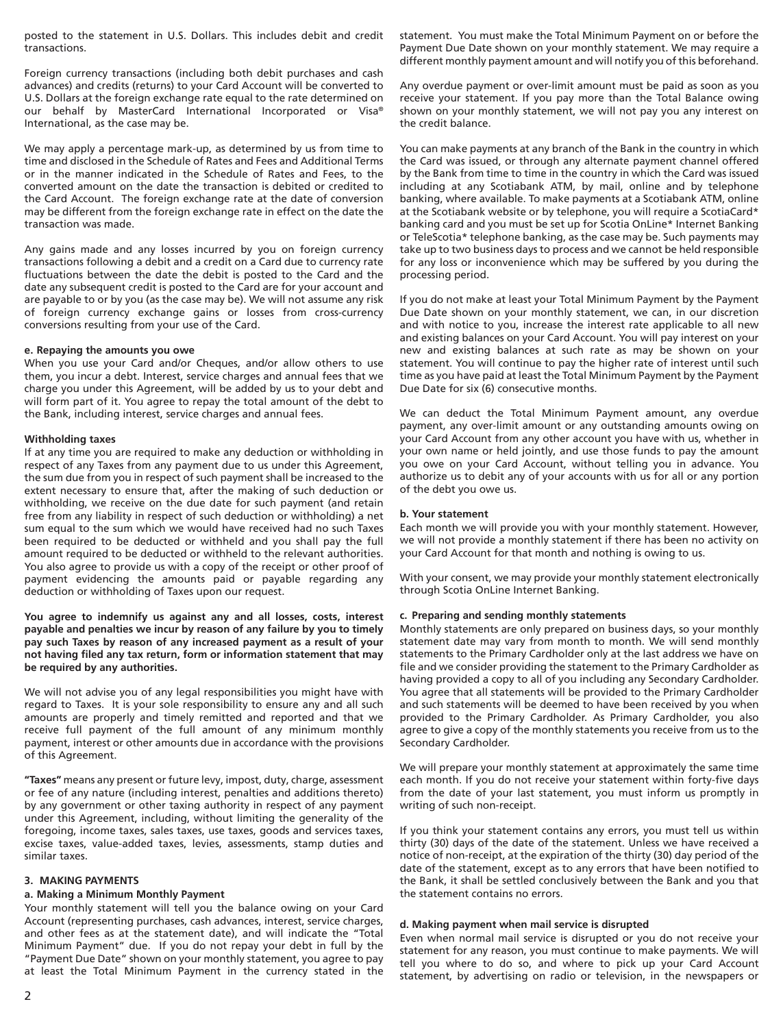posted to the statement in U.S. Dollars. This includes debit and credit transactions.

Foreign currency transactions (including both debit purchases and cash advances) and credits (returns) to your Card Account will be converted to U.S. Dollars at the foreign exchange rate equal to the rate determined on our behalf by MasterCard International Incorporated or Visa® International, as the case may be.

We may apply a percentage mark-up, as determined by us from time to time and disclosed in the Schedule of Rates and Fees and Additional Terms or in the manner indicated in the Schedule of Rates and Fees, to the converted amount on the date the transaction is debited or credited to the Card Account. The foreign exchange rate at the date of conversion may be different from the foreign exchange rate in effect on the date the transaction was made.

Any gains made and any losses incurred by you on foreign currency transactions following a debit and a credit on a Card due to currency rate fluctuations between the date the debit is posted to the Card and the date any subsequent credit is posted to the Card are for your account and are payable to or by you (as the case may be). We will not assume any risk of foreign currency exchange gains or losses from cross-currency conversions resulting from your use of the Card.

#### e. Repaying the amounts you owe

When you use your Card and/or Cheques, and/or allow others to use them, you incur a debt. Interest, service charges and annual fees that we charge you under this Agreement, will be added by us to your debt and will form part of it. You agree to repay the total amount of the debt to the Bank, including interest, service charges and annual fees.

#### Withholding taxes

If at any time you are required to make any deduction or withholding in respect of any Taxes from any payment due to us under this Agreement, the sum due from you in respect of such payment shall be increased to the extent necessary to ensure that, after the making of such deduction or withholding, we receive on the due date for such payment (and retain free from any liability in respect of such deduction or withholding) a net sum equal to the sum which we would have received had no such Taxes been required to be deducted or withheld and you shall pay the full amount required to be deducted or withheld to the relevant authorities. You also agree to provide us with a copy of the receipt or other proof of payment evidencing the amounts paid or payable regarding any deduction or withholding of Taxes upon our request.

**You agree to indemnify us against any and all losses, costs, interest payable and penalties we incur by reason of any failure by you to timely pay such Taxes by reason of any increased payment as a result of your not having filed any tax return, form or information statement that may be required by any authorities.**

We will not advise you of any legal responsibilities you might have with regard to Taxes. It is your sole responsibility to ensure any and all such amounts are properly and timely remitted and reported and that we receive full payment of the full amount of any minimum monthly payment, interest or other amounts due in accordance with the provisions of this Agreement.

**"Taxes"** means any present or future levy, impost, duty, charge, assessment or fee of any nature (including interest, penalties and additions thereto) by any government or other taxing authority in respect of any payment under this Agreement, including, without limiting the generality of the foregoing, income taxes, sales taxes, use taxes, goods and services taxes, excise taxes, value-added taxes, levies, assessments, stamp duties and similar taxes.

### 3. MAKING PAYMENTS

#### a. Making a Minimum Monthly Payment

Your monthly statement will tell you the balance owing on your Card Account (representing purchases, cash advances, interest, service charges, and other fees as at the statement date), and will indicate the "Total Minimum Payment" due. If you do not repay your debt in full by the "Payment Due Date" shown on your monthly statement, you agree to pay at least the Total Minimum Payment in the currency stated in the statement. You must make the Total Minimum Payment on or before the Payment Due Date shown on your monthly statement. We may require a different monthly payment amount and will notify you of this beforehand.

Any overdue payment or over-limit amount must be paid as soon as you receive your statement. If you pay more than the Total Balance owing shown on your monthly statement, we will not pay you any interest on the credit balance.

You can make payments at any branch of the Bank in the country in which the Card was issued, or through any alternate payment channel offered by the Bank from time to time in the country in which the Card was issued including at any Scotiabank ATM, by mail, online and by telephone banking, where available. To make payments at a Scotiabank ATM, online at the Scotiabank website or by telephone, you will require a ScotiaCard* banking card and you must be set up for Scotia OnLine* Internet Banking or TeleScotia* telephone banking, as the case may be. Such payments may take up to two business days to process and we cannot be held responsible for any loss or inconvenience which may be suffered by you during the processing period.

If you do not make at least your Total Minimum Payment by the Payment Due Date shown on your monthly statement, we can, in our discretion and with notice to you, increase the interest rate applicable to all new and existing balances on your Card Account. You will pay interest on your new and existing balances at such rate as may be shown on your statement. You will continue to pay the higher rate of interest until such time as you have paid at least the Total Minimum Payment by the Payment Due Date for six (6) consecutive months.

We can deduct the Total Minimum Payment amount, any overdue payment, any over-limit amount or any outstanding amounts owing on your Card Account from any other account you have with us, whether in your own name or held jointly, and use those funds to pay the amount you owe on your Card Account, without telling you in advance. You authorize us to debit any of your accounts with us for all or any portion of the debt you owe us.

#### b. Your statement

Each month we will provide you with your monthly statement. However, we will not provide a monthly statement if there has been no activity on your Card Account for that month and nothing is owing to us.

With your consent, we may provide your monthly statement electronically through Scotia OnLine Internet Banking.

#### c. Preparing and sending monthly statements

Monthly statements are only prepared on business days, so your monthly statement date may vary from month to month. We will send monthly statements to the Primary Cardholder only at the last address we have on file and we consider providing the statement to the Primary Cardholder as having provided a copy to all of you including any Secondary Cardholder. You agree that all statements will be provided to the Primary Cardholder and such statements will be deemed to have been received by you when provided to the Primary Cardholder. As Primary Cardholder, you also agree to give a copy of the monthly statements you receive from us to the Secondary Cardholder.

We will prepare your monthly statement at approximately the same time each month. If you do not receive your statement within forty-five days from the date of your last statement, you must inform us promptly in writing of such non-receipt.

If you think your statement contains any errors, you must tell us within thirty (30) days of the date of the statement. Unless we have received a notice of non-receipt, at the expiration of the thirty (30) day period of the date of the statement, except as to any errors that have been notified to the Bank, it shall be settled conclusively between the Bank and you that the statement contains no errors.

#### d. Making payment when mail service is disrupted

Even when normal mail service is disrupted or you do not receive your statement for any reason, you must continue to make payments. We will tell you where to do so, and where to pick up your Card Account statement, by advertising on radio or television, in the newspapers or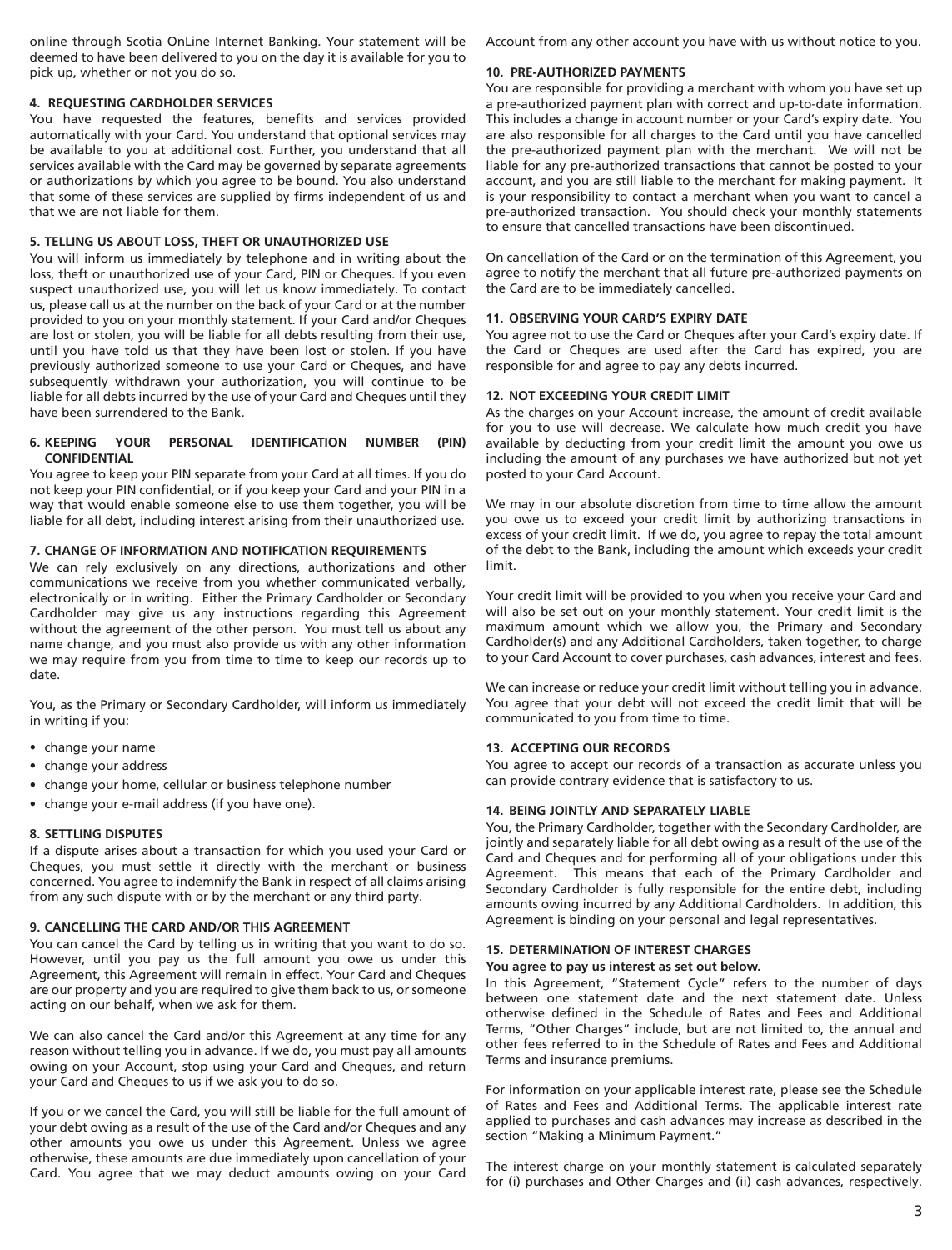online through Scotia OnLine Internet Banking. Your statement will be deemed to have been delivered to you on the day it is available for you to pick up, whether or not you do so.

#### 4. REQUESTING CARDHOLDER SERVICES

You have requested the features, benefits and services provided automatically with your Card. You understand that optional services may be available to you at additional cost. Further, you understand that all services available with the Card may be governed by separate agreements or authorizations by which you agree to be bound. You also understand that some of these services are supplied by firms independent of us and that we are not liable for them.

#### 5. TELLING US ABOUT LOSS, THEFT OR UNAUTHORIZED USE

You will inform us immediately by telephone and in writing about the loss, theft or unauthorized use of your Card, PIN or Cheques. If you even suspect unauthorized use, you will let us know immediately. To contact us, please call us at the number on the back of your Card or at the number provided to you on your monthly statement. If your Card and/or Cheques are lost or stolen, you will be liable for all debts resulting from their use, until you have told us that they have been lost or stolen. If you have previously authorized someone to use your Card or Cheques, and have subsequently withdrawn your authorization, you will continue to be liable for all debts incurred by the use of your Card and Cheques until they have been surrendered to the Bank.

#### 6. KEEPING YOUR PERSONAL IDENTIFICATION NUMBER (PIN) CONFIDENTIAL

You agree to keep your PIN separate from your Card at all times. If you do not keep your PIN confidential, or if you keep your Card and your PIN in a way that would enable someone else to use them together, you will be liable for all debt, including interest arising from their unauthorized use.

#### 7. CHANGE OF INFORMATION AND NOTIFICATION REQUIREMENTS

We can rely exclusively on any directions, authorizations and other communications we receive from you whether communicated verbally, electronically or in writing. Either the Primary Cardholder or Secondary Cardholder may give us any instructions regarding this Agreement without the agreement of the other person. You must tell us about any name change, and you must also provide us with any other information we may require from you from time to time to keep our records up to date.

You, as the Primary or Secondary Cardholder, will inform us immediately in writing if you:

- change your name
- change your address
- change your home, cellular or business telephone number
- change your e-mail address (if you have one).

#### 8. SETTLING DISPUTES

If a dispute arises about a transaction for which you used your Card or Cheques, you must settle it directly with the merchant or business concerned. You agree to indemnify the Bank in respect of all claims arising from any such dispute with or by the merchant or any third party.

#### 9. CANCELLING THE CARD AND/OR THIS AGREEMENT

You can cancel the Card by telling us in writing that you want to do so. However, until you pay us the full amount you owe us under this Agreement, this Agreement will remain in effect. Your Card and Cheques are our property and you are required to give them back to us, or someone acting on our behalf, when we ask for them.

We can also cancel the Card and/or this Agreement at any time for any reason without telling you in advance. If we do, you must pay all amounts owing on your Account, stop using your Card and Cheques, and return your Card and Cheques to us if we ask you to do so.

If you or we cancel the Card, you will still be liable for the full amount of your debt owing as a result of the use of the Card and/or Cheques and any other amounts you owe us under this Agreement. Unless we agree otherwise, these amounts are due immediately upon cancellation of your Card. You agree that we may deduct amounts owing on your Card Account from any other account you have with us without notice to you.

#### 10. PRE-AUTHORIZED PAYMENTS

You are responsible for providing a merchant with whom you have set up a pre-authorized payment plan with correct and up-to-date information. This includes a change in account number or your Card's expiry date. You are also responsible for all charges to the Card until you have cancelled the pre-authorized payment plan with the merchant. We will not be liable for any pre-authorized transactions that cannot be posted to your account, and you are still liable to the merchant for making payment. It is your responsibility to contact a merchant when you want to cancel a pre-authorized transaction. You should check your monthly statements to ensure that cancelled transactions have been discontinued.

On cancellation of the Card or on the termination of this Agreement, you agree to notify the merchant that all future pre-authorized payments on the Card are to be immediately cancelled.

#### 11. OBSERVING YOUR CARD'S EXPIRY DATE

You agree not to use the Card or Cheques after your Card's expiry date. If the Card or Cheques are used after the Card has expired, you are responsible for and agree to pay any debts incurred.

#### 12. NOT EXCEEDING YOUR CREDIT LIMIT

As the charges on your Account increase, the amount of credit available for you to use will decrease. We calculate how much credit you have available by deducting from your credit limit the amount you owe us including the amount of any purchases we have authorized but not yet posted to your Card Account.

We may in our absolute discretion from time to time allow the amount you owe us to exceed your credit limit by authorizing transactions in excess of your credit limit. If we do, you agree to repay the total amount of the debt to the Bank, including the amount which exceeds your credit limit.

Your credit limit will be provided to you when you receive your Card and will also be set out on your monthly statement. Your credit limit is the maximum amount which we allow you, the Primary and Secondary Cardholder(s) and any Additional Cardholders, taken together, to charge to your Card Account to cover purchases, cash advances, interest and fees.

We can increase or reduce your credit limit without telling you in advance. You agree that your debt will not exceed the credit limit that will be communicated to you from time to time.

#### 13. ACCEPTING OUR RECORDS

You agree to accept our records of a transaction as accurate unless you can provide contrary evidence that is satisfactory to us.

#### 14. BEING JOINTLY AND SEPARATELY LIABLE

You, the Primary Cardholder, together with the Secondary Cardholder, are jointly and separately liable for all debt owing as a result of the use of the Card and Cheques and for performing all of your obligations under this Agreement. This means that each of the Primary Cardholder and Secondary Cardholder is fully responsible for the entire debt, including amounts owing incurred by any Additional Cardholders. In addition, this Agreement is binding on your personal and legal representatives.

#### 15. DETERMINATION OF INTEREST CHARGES

**You agree to pay us interest as set out below.**

In this Agreement, "Statement Cycle" refers to the number of days between one statement date and the next statement date. Unless otherwise defined in the Schedule of Rates and Fees and Additional Terms, "Other Charges" include, but are not limited to, the annual and other fees referred to in the Schedule of Rates and Fees and Additional Terms and insurance premiums.

For information on your applicable interest rate, please see the Schedule of Rates and Fees and Additional Terms. The applicable interest rate applied to purchases and cash advances may increase as described in the section "Making a Minimum Payment."

The interest charge on your monthly statement is calculated separately for (i) purchases and Other Charges and (ii) cash advances, respectively.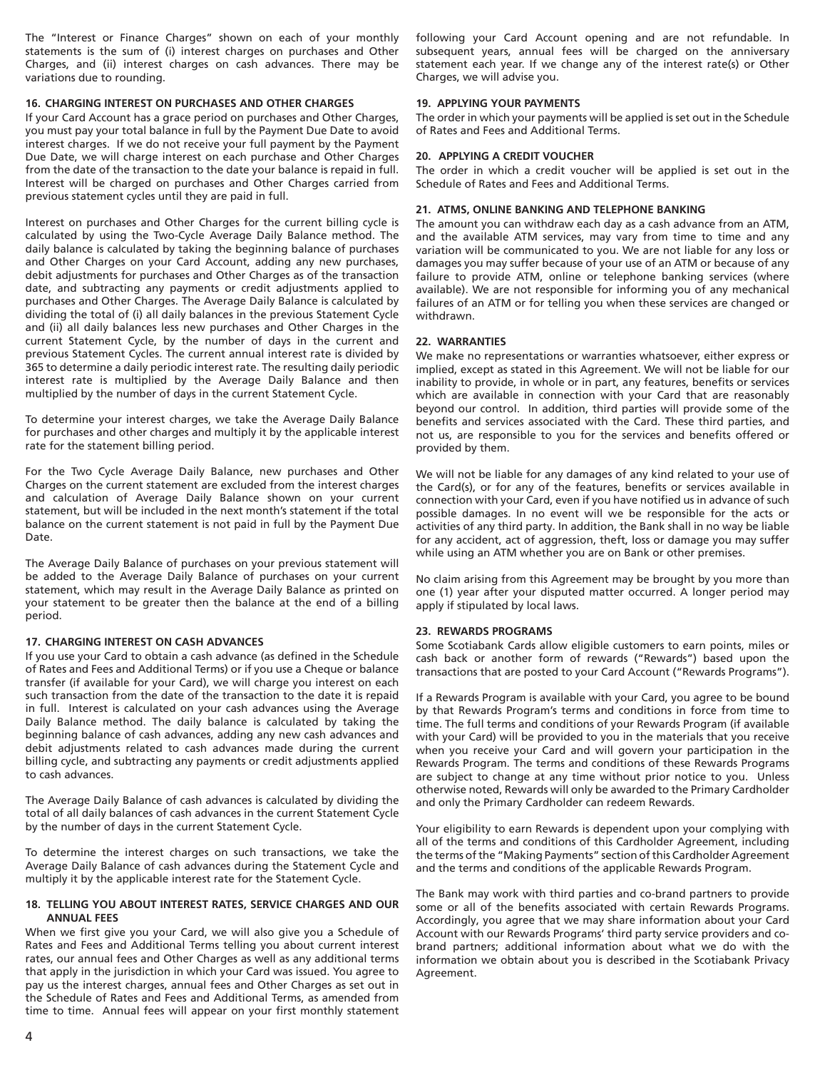The "Interest or Finance Charges" shown on each of your monthly statements is the sum of (i) interest charges on purchases and Other Charges, and (ii) interest charges on cash advances. There may be variations due to rounding.

### 16. CHARGING INTEREST ON PURCHASES AND OTHER CHARGES

If your Card Account has a grace period on purchases and Other Charges, you must pay your total balance in full by the Payment Due Date to avoid interest charges. If we do not receive your full payment by the Payment Due Date, we will charge interest on each purchase and Other Charges from the date of the transaction to the date your balance is repaid in full. Interest will be charged on purchases and Other Charges carried from previous statement cycles until they are paid in full.

Interest on purchases and Other Charges for the current billing cycle is calculated by using the Two-Cycle Average Daily Balance method. The daily balance is calculated by taking the beginning balance of purchases and Other Charges on your Card Account, adding any new purchases, debit adjustments for purchases and Other Charges as of the transaction date, and subtracting any payments or credit adjustments applied to purchases and Other Charges. The Average Daily Balance is calculated by dividing the total of (i) all daily balances in the previous Statement Cycle and (ii) all daily balances less new purchases and Other Charges in the current Statement Cycle, by the number of days in the current and previous Statement Cycles. The current annual interest rate is divided by 365 to determine a daily periodic interest rate. The resulting daily periodic interest rate is multiplied by the Average Daily Balance and then multiplied by the number of days in the current Statement Cycle.

To determine your interest charges, we take the Average Daily Balance for purchases and other charges and multiply it by the applicable interest rate for the statement billing period.

For the Two Cycle Average Daily Balance, new purchases and Other Charges on the current statement are excluded from the interest charges and calculation of Average Daily Balance shown on your current statement, but will be included in the next month's statement if the total balance on the current statement is not paid in full by the Payment Due Date.

The Average Daily Balance of purchases on your previous statement will be added to the Average Daily Balance of purchases on your current statement, which may result in the Average Daily Balance as printed on your statement to be greater then the balance at the end of a billing period.

### 17. CHARGING INTEREST ON CASH ADVANCES

If you use your Card to obtain a cash advance (as defined in the Schedule of Rates and Fees and Additional Terms) or if you use a Cheque or balance transfer (if available for your Card), we will charge you interest on each such transaction from the date of the transaction to the date it is repaid in full. Interest is calculated on your cash advances using the Average Daily Balance method. The daily balance is calculated by taking the beginning balance of cash advances, adding any new cash advances and debit adjustments related to cash advances made during the current billing cycle, and subtracting any payments or credit adjustments applied to cash advances.

The Average Daily Balance of cash advances is calculated by dividing the total of all daily balances of cash advances in the current Statement Cycle by the number of days in the current Statement Cycle.

To determine the interest charges on such transactions, we take the Average Daily Balance of cash advances during the Statement Cycle and multiply it by the applicable interest rate for the Statement Cycle.

### 18. TELLING YOU ABOUT INTEREST RATES, SERVICE CHARGES AND OUR ANNUAL FEES

When we first give you your Card, we will also give you a Schedule of Rates and Fees and Additional Terms telling you about current interest rates, our annual fees and Other Charges as well as any additional terms that apply in the jurisdiction in which your Card was issued. You agree to pay us the interest charges, annual fees and Other Charges as set out in the Schedule of Rates and Fees and Additional Terms, as amended from time to time. Annual fees will appear on your first monthly statement following your Card Account opening and are not refundable. In subsequent years, annual fees will be charged on the anniversary statement each year. If we change any of the interest rate(s) or Other Charges, we will advise you.

### 19. APPLYING YOUR PAYMENTS

The order in which your payments will be applied is set out in the Schedule of Rates and Fees and Additional Terms.

### 20. APPLYING A CREDIT VOUCHER

The order in which a credit voucher will be applied is set out in the Schedule of Rates and Fees and Additional Terms.

### 21. ATMS, ONLINE BANKING AND TELEPHONE BANKING

The amount you can withdraw each day as a cash advance from an ATM, and the available ATM services, may vary from time to time and any variation will be communicated to you. We are not liable for any loss or damages you may suffer because of your use of an ATM or because of any failure to provide ATM, online or telephone banking services (where available). We are not responsible for informing you of any mechanical failures of an ATM or for telling you when these services are changed or withdrawn.

### 22. WARRANTIES

We make no representations or warranties whatsoever, either express or implied, except as stated in this Agreement. We will not be liable for our inability to provide, in whole or in part, any features, benefits or services which are available in connection with your Card that are reasonably beyond our control. In addition, third parties will provide some of the benefits and services associated with the Card. These third parties, and not us, are responsible to you for the services and benefits offered or provided by them.

We will not be liable for any damages of any kind related to your use of the Card(s), or for any of the features, benefits or services available in connection with your Card, even if you have notified us in advance of such possible damages. In no event will we be responsible for the acts or activities of any third party. In addition, the Bank shall in no way be liable for any accident, act of aggression, theft, loss or damage you may suffer while using an ATM whether you are on Bank or other premises.

No claim arising from this Agreement may be brought by you more than one (1) year after your disputed matter occurred. A longer period may apply if stipulated by local laws.

### 23. REWARDS PROGRAMS

Some Scotiabank Cards allow eligible customers to earn points, miles or cash back or another form of rewards ("Rewards") based upon the transactions that are posted to your Card Account ("Rewards Programs").

If a Rewards Program is available with your Card, you agree to be bound by that Rewards Program's terms and conditions in force from time to time. The full terms and conditions of your Rewards Program (if available with your Card) will be provided to you in the materials that you receive when you receive your Card and will govern your participation in the Rewards Program. The terms and conditions of these Rewards Programs are subject to change at any time without prior notice to you. Unless otherwise noted, Rewards will only be awarded to the Primary Cardholder and only the Primary Cardholder can redeem Rewards.

Your eligibility to earn Rewards is dependent upon your complying with all of the terms and conditions of this Cardholder Agreement, including the terms of the "Making Payments" section of this Cardholder Agreement and the terms and conditions of the applicable Rewards Program.

The Bank may work with third parties and co-brand partners to provide some or all of the benefits associated with certain Rewards Programs. Accordingly, you agree that we may share information about your Card Account with our Rewards Programs' third party service providers and co-brand partners; additional information about what we do with the information we obtain about you is described in the Scotiabank Privacy Agreement.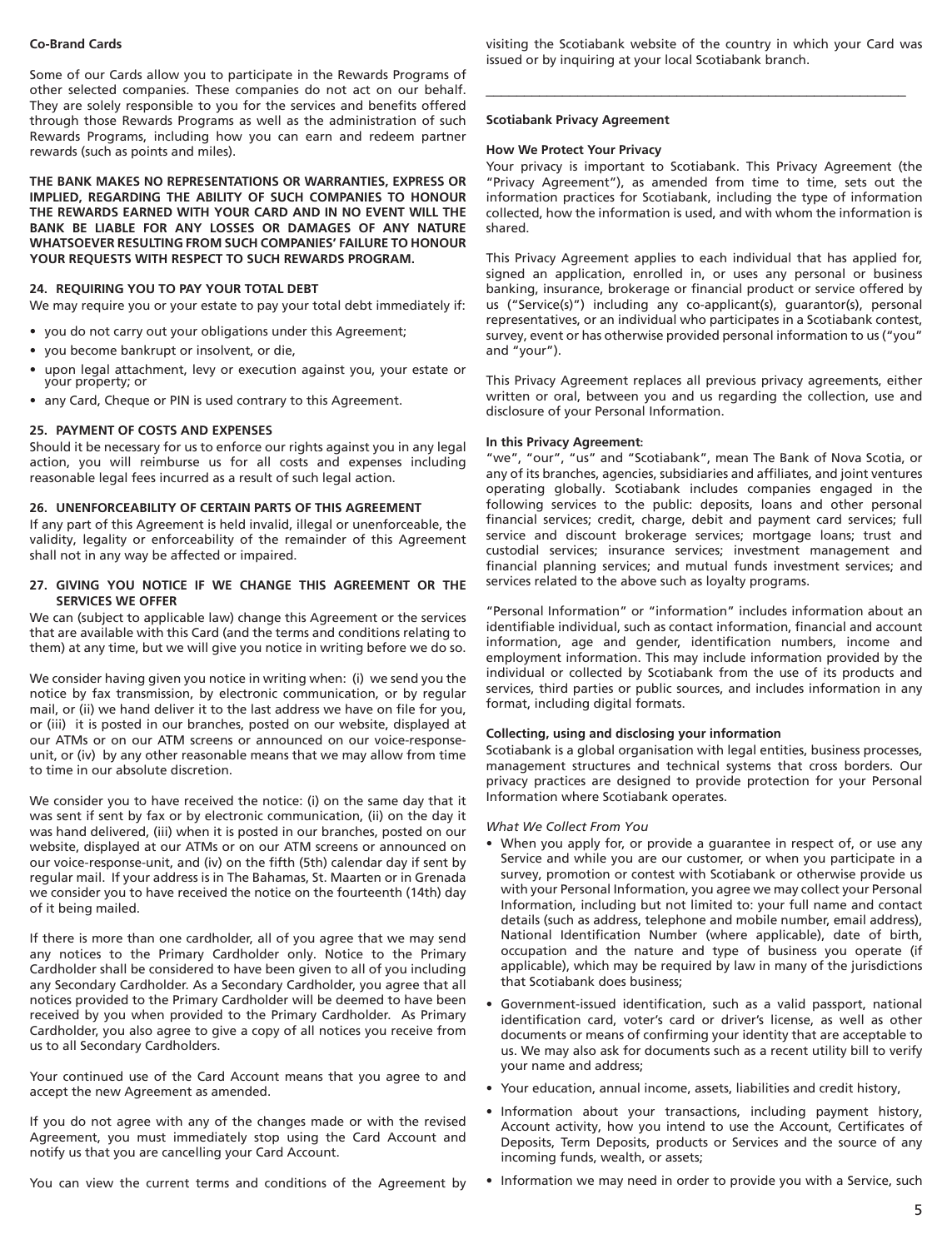**Co-Brand Cards**

Some of our Cards allow you to participate in the Rewards Programs of other selected companies. These companies do not act on our behalf. They are solely responsible to you for the services and benefits offered through those Rewards Programs as well as the administration of such Rewards Programs, including how you can earn and redeem partner rewards (such as points and miles).

**THE BANK MAKES NO REPRESENTATIONS OR WARRANTIES, EXPRESS OR IMPLIED, REGARDING THE ABILITY OF SUCH COMPANIES TO HONOUR THE REWARDS EARNED WITH YOUR CARD AND IN NO EVENT WILL THE BANK BE LIABLE FOR ANY LOSSES OR DAMAGES OF ANY NATURE WHATSOEVER RESULTING FROM SUCH COMPANIES' FAILURE TO HONOUR YOUR REQUESTS WITH RESPECT TO SUCH REWARDS PROGRAM.**

**24. REQUIRING YOU TO PAY YOUR TOTAL DEBT**

We may require you or your estate to pay your total debt immediately if:

- you do not carry out your obligations under this Agreement;
- you become bankrupt or insolvent, or die,
- upon legal attachment, levy or execution against you, your estate or your property; or
- any Card, Cheque or PIN is used contrary to this Agreement.

**25. PAYMENT OF COSTS AND EXPENSES**

Should it be necessary for us to enforce our rights against you in any legal action, you will reimburse us for all costs and expenses including reasonable legal fees incurred as a result of such legal action.

**26. UNENFORCEABILITY OF CERTAIN PARTS OF THIS AGREEMENT**

If any part of this Agreement is held invalid, illegal or unenforceable, the validity, legality or enforceability of the remainder of this Agreement shall not in any way be affected or impaired.

**27. GIVING YOU NOTICE IF WE CHANGE THIS AGREEMENT OR THE SERVICES WE OFFER**

We can (subject to applicable law) change this Agreement or the services that are available with this Card (and the terms and conditions relating to them) at any time, but we will give you notice in writing before we do so.

We consider having given you notice in writing when: (i) we send you the notice by fax transmission, by electronic communication, or by regular mail, or (ii) we hand deliver it to the last address we have on file for you, or (iii) it is posted in our branches, posted on our website, displayed at our ATMs or on our ATM screens or announced on our voice-response-unit, or (iv) by any other reasonable means that we may allow from time to time in our absolute discretion.

We consider you to have received the notice: (i) on the same day that it was sent if sent by fax or by electronic communication, (ii) on the day it was hand delivered, (iii) when it is posted in our branches, posted on our website, displayed at our ATMs or on our ATM screens or announced on our voice-response-unit, and (iv) on the fifth (5th) calendar day if sent by regular mail. If your address is in The Bahamas, St. Maarten or in Grenada we consider you to have received the notice on the fourteenth (14th) day of it being mailed.

If there is more than one cardholder, all of you agree that we may send any notices to the Primary Cardholder only. Notice to the Primary Cardholder shall be considered to have been given to all of you including any Secondary Cardholder. As a Secondary Cardholder, you agree that all notices provided to the Primary Cardholder will be deemed to have been received by you when provided to the Primary Cardholder. As Primary Cardholder, you also agree to give a copy of all notices you receive from us to all Secondary Cardholders.

Your continued use of the Card Account means that you agree to and accept the new Agreement as amended.

If you do not agree with any of the changes made or with the revised Agreement, you must immediately stop using the Card Account and notify us that you are cancelling your Card Account.

You can view the current terms and conditions of the Agreement by visiting the Scotiabank website of the country in which your Card was issued or by inquiring at your local Scotiabank branch.

---

**Scotiabank Privacy Agreement**

**How We Protect Your Privacy**

Your privacy is important to Scotiabank. This Privacy Agreement (the "Privacy Agreement"), as amended from time to time, sets out the information practices for Scotiabank, including the type of information collected, how the information is used, and with whom the information is shared.

This Privacy Agreement applies to each individual that has applied for, signed an application, enrolled in, or uses any personal or business banking, insurance, brokerage or financial product or service offered by us ("Service(s)") including any co-applicant(s), guarantor(s), personal representatives, or an individual who participates in a Scotiabank contest, survey, event or has otherwise provided personal information to us ("you" and "your").

This Privacy Agreement replaces all previous privacy agreements, either written or oral, between you and us regarding the collection, use and disclosure of your Personal Information.

**In this Privacy Agreement:**

"we", "our", "us" and "Scotiabank", mean The Bank of Nova Scotia, or any of its branches, agencies, subsidiaries and affiliates, and joint ventures operating globally. Scotiabank includes companies engaged in the following services to the public: deposits, loans and other personal financial services; credit, charge, debit and payment card services; full service and discount brokerage services; mortgage loans; trust and custodial services; insurance services; investment management and financial planning services; and mutual funds investment services; and services related to the above such as loyalty programs.

"Personal Information" or "information" includes information about an identifiable individual, such as contact information, financial and account information, age and gender, identification numbers, income and employment information. This may include information provided by the individual or collected by Scotiabank from the use of its products and services, third parties or public sources, and includes information in any format, including digital formats.

**Collecting, using and disclosing your information**

Scotiabank is a global organisation with legal entities, business processes, management structures and technical systems that cross borders. Our privacy practices are designed to provide protection for your Personal Information where Scotiabank operates.

*What We Collect From You*

- When you apply for, or provide a guarantee in respect of, or use any Service and while you are our customer, or when you participate in a survey, promotion or contest with Scotiabank or otherwise provide us with your Personal Information, you agree we may collect your Personal Information, including but not limited to: your full name and contact details (such as address, telephone and mobile number, email address), National Identification Number (where applicable), date of birth, occupation and the nature and type of business you operate (if applicable), which may be required by law in many of the jurisdictions that Scotiabank does business;
- Government-issued identification, such as a valid passport, national identification card, voter's card or driver's license, as well as other documents or means of confirming your identity that are acceptable to us. We may also ask for documents such as a recent utility bill to verify your name and address;
- Your education, annual income, assets, liabilities and credit history,
- Information about your transactions, including payment history, Account activity, how you intend to use the Account, Certificates of Deposits, Term Deposits, products or Services and the source of any incoming funds, wealth, or assets;
- Information we may need in order to provide you with a Service, such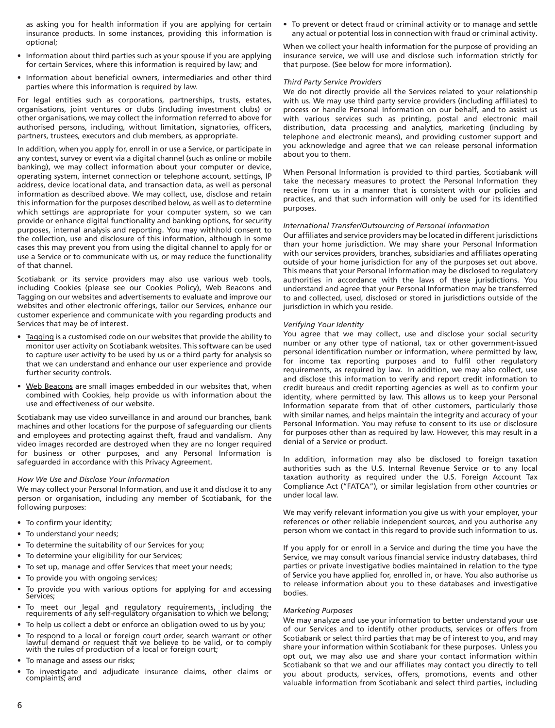as asking you for health information if you are applying for certain insurance products. In some instances, providing this information is optional;

- Information about third parties such as your spouse if you are applying for certain Services, where this information is required by law; and
- Information about beneficial owners, intermediaries and other third parties where this information is required by law.

For legal entities such as corporations, partnerships, trusts, estates, organisations, joint ventures or clubs (including investment clubs) or other organisations, we may collect the information referred to above for authorised persons, including, without limitation, signatories, officers, partners, trustees, executors and club members, as appropriate.

In addition, when you apply for, enroll in or use a Service, or participate in any contest, survey or event via a digital channel (such as online or mobile banking), we may collect information about your computer or device, operating system, internet connection or telephone account, settings, IP address, device locational data, and transaction data, as well as personal information as described above. We may collect, use, disclose and retain this information for the purposes described below, as well as to determine which settings are appropriate for your computer system, so we can provide or enhance digital functionality and banking options, for security purposes, internal analysis and reporting. You may withhold consent to the collection, use and disclosure of this information, although in some cases this may prevent you from using the digital channel to apply for or use a Service or to communicate with us, or may reduce the functionality of that channel.

Scotiabank or its service providers may also use various web tools, including Cookies (please see our Cookies Policy), Web Beacons and Tagging on our websites and advertisements to evaluate and improve our websites and other electronic offerings, tailor our Services, enhance our customer experience and communicate with you regarding products and Services that may be of interest.

- Tagging is a customised code on our websites that provide the ability to monitor user activity on Scotiabank websites. This software can be used to capture user activity to be used by us or a third party for analysis so that we can understand and enhance our user experience and provide further security controls.
- Web Beacons are small images embedded in our websites that, when combined with Cookies, help provide us with information about the use and effectiveness of our website.

Scotiabank may use video surveillance in and around our branches, bank machines and other locations for the purpose of safeguarding our clients and employees and protecting against theft, fraud and vandalism. Any video images recorded are destroyed when they are no longer required for business or other purposes, and any Personal Information is safeguarded in accordance with this Privacy Agreement.

*How We Use and Disclose Your Information*

We may collect your Personal Information, and use it and disclose it to any person or organisation, including any member of Scotiabank, for the following purposes:

- To confirm your identity;
- To understand your needs;
- To determine the suitability of our Services for you;
- To determine your eligibility for our Services;
- To set up, manage and offer Services that meet your needs;
- To provide you with ongoing services;
- To provide you with various options for applying for and accessing Services;
- To meet our legal and regulatory requirements, including the requirements of any self-regulatory organisation to which we belong;
- To help us collect a debt or enforce an obligation owed to us by you;
- To respond to a local or foreign court order, search warrant or other lawful demand or request that we believe to be valid, or to comply with the rules of production of a local or foreign court;
- To manage and assess our risks;
- To investigate and adjudicate insurance claims, other claims or complaints; and
- To prevent or detect fraud or criminal activity or to manage and settle any actual or potential loss in connection with fraud or criminal activity.

When we collect your health information for the purpose of providing an insurance service, we will use and disclose such information strictly for that purpose. (See below for more information).

*Third Party Service Providers*

We do not directly provide all the Services related to your relationship with us. We may use third party service providers (including affiliates) to process or handle Personal Information on our behalf, and to assist us with various services such as printing, postal and electronic mail distribution, data processing and analytics, marketing (including by telephone and electronic means), and providing customer support and you acknowledge and agree that we can release personal information about you to them.

When Personal Information is provided to third parties, Scotiabank will take the necessary measures to protect the Personal Information they receive from us in a manner that is consistent with our policies and practices, and that such information will only be used for its identified purposes.

*International Transfer/Outsourcing of Personal Information*

Our affiliates and service providers may be located in different jurisdictions than your home jurisdiction. We may share your Personal Information with our services providers, branches, subsidiaries and affiliates operating outside of your home jurisdiction for any of the purposes set out above. This means that your Personal Information may be disclosed to regulatory authorities in accordance with the laws of these jurisdictions. You understand and agree that your Personal Information may be transferred to and collected, used, disclosed or stored in jurisdictions outside of the jurisdiction in which you reside.

*Verifying Your Identity*

You agree that we may collect, use and disclose your social security number or any other type of national, tax or other government-issued personal identification number or information, where permitted by law, for income tax reporting purposes and to fulfil other regulatory requirements, as required by law. In addition, we may also collect, use and disclose this information to verify and report credit information to credit bureaus and credit reporting agencies as well as to confirm your identity, where permitted by law. This allows us to keep your Personal Information separate from that of other customers, particularly those with similar names, and helps maintain the integrity and accuracy of your Personal Information. You may refuse to consent to its use or disclosure for purposes other than as required by law. However, this may result in a denial of a Service or product.

In addition, information may also be disclosed to foreign taxation authorities such as the U.S. Internal Revenue Service or to any local taxation authority as required under the U.S. Foreign Account Tax Compliance Act ("FATCA"), or similar legislation from other countries or under local law.

We may verify relevant information you give us with your employer, your references or other reliable independent sources, and you authorise any person whom we contact in this regard to provide such information to us.

If you apply for or enroll in a Service and during the time you have the Service, we may consult various financial service industry databases, third parties or private investigative bodies maintained in relation to the type of Service you have applied for, enrolled in, or have. You also authorise us to release information about you to these databases and investigative bodies.

*Marketing Purposes*

We may analyze and use your information to better understand your use of our Services and to identify other products, services or offers from Scotiabank or select third parties that may be of interest to you, and may share your information within Scotiabank for these purposes. Unless you opt out, we may also use and share your contact information within Scotiabank so that we and our affiliates may contact you directly to tell you about products, services, offers, promotions, events and other valuable information from Scotiabank and select third parties, including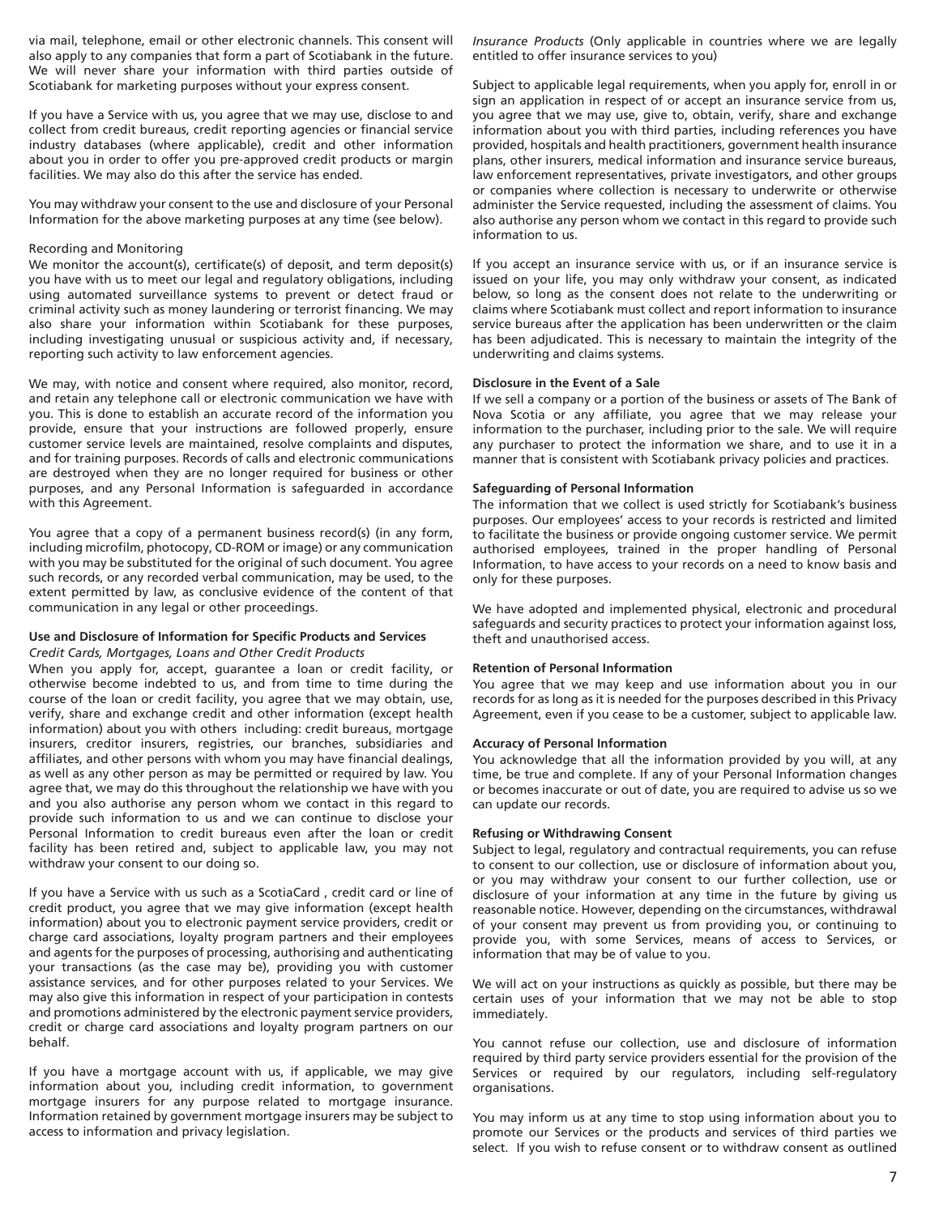via mail, telephone, email or other electronic channels. This consent will also apply to any companies that form a part of Scotiabank in the future. We will never share your information with third parties outside of Scotiabank for marketing purposes without your express consent.

If you have a Service with us, you agree that we may use, disclose to and collect from credit bureaus, credit reporting agencies or financial service industry databases (where applicable), credit and other information about you in order to offer you pre-approved credit products or margin facilities. We may also do this after the service has ended.

You may withdraw your consent to the use and disclosure of your Personal Information for the above marketing purposes at any time (see below).

Recording and Monitoring

We monitor the account(s), certificate(s) of deposit, and term deposit(s) you have with us to meet our legal and regulatory obligations, including using automated surveillance systems to prevent or detect fraud or criminal activity such as money laundering or terrorist financing. We may also share your information within Scotiabank for these purposes, including investigating unusual or suspicious activity and, if necessary, reporting such activity to law enforcement agencies.

We may, with notice and consent where required, also monitor, record, and retain any telephone call or electronic communication we have with you. This is done to establish an accurate record of the information you provide, ensure that your instructions are followed properly, ensure customer service levels are maintained, resolve complaints and disputes, and for training purposes. Records of calls and electronic communications are destroyed when they are no longer required for business or other purposes, and any Personal Information is safeguarded in accordance with this Agreement.

You agree that a copy of a permanent business record(s) (in any form, including microfilm, photocopy, CD-ROM or image) or any communication with you may be substituted for the original of such document. You agree such records, or any recorded verbal communication, may be used, to the extent permitted by law, as conclusive evidence of the content of that communication in any legal or other proceedings.

**Use and Disclosure of Information for Specific Products and Services**

*Credit Cards, Mortgages, Loans and Other Credit Products*

When you apply for, accept, guarantee a loan or credit facility, or otherwise become indebted to us, and from time to time during the course of the loan or credit facility, you agree that we may obtain, use, verify, share and exchange credit and other information (except health information) about you with others including: credit bureaus, mortgage insurers, creditor insurers, registries, our branches, subsidiaries and affiliates, and other persons with whom you may have financial dealings, as well as any other person as may be permitted or required by law. You agree that, we may do this throughout the relationship we have with you and you also authorise any person whom we contact in this regard to provide such information to us and we can continue to disclose your Personal Information to credit bureaus even after the loan or credit facility has been retired and, subject to applicable law, you may not withdraw your consent to our doing so.

If you have a Service with us such as a ScotiaCard , credit card or line of credit product, you agree that we may give information (except health information) about you to electronic payment service providers, credit or charge card associations, loyalty program partners and their employees and agents for the purposes of processing, authorising and authenticating your transactions (as the case may be), providing you with customer assistance services, and for other purposes related to your Services. We may also give this information in respect of your participation in contests and promotions administered by the electronic payment service providers, credit or charge card associations and loyalty program partners on our behalf.

If you have a mortgage account with us, if applicable, we may give information about you, including credit information, to government mortgage insurers for any purpose related to mortgage insurance. Information retained by government mortgage insurers may be subject to access to information and privacy legislation.

*Insurance Products* (Only applicable in countries where we are legally entitled to offer insurance services to you)

Subject to applicable legal requirements, when you apply for, enroll in or sign an application in respect of or accept an insurance service from us, you agree that we may use, give to, obtain, verify, share and exchange information about you with third parties, including references you have provided, hospitals and health practitioners, government health insurance plans, other insurers, medical information and insurance service bureaus, law enforcement representatives, private investigators, and other groups or companies where collection is necessary to underwrite or otherwise administer the Service requested, including the assessment of claims. You also authorise any person whom we contact in this regard to provide such information to us.

If you accept an insurance service with us, or if an insurance service is issued on your life, you may only withdraw your consent, as indicated below, so long as the consent does not relate to the underwriting or claims where Scotiabank must collect and report information to insurance service bureaus after the application has been underwritten or the claim has been adjudicated. This is necessary to maintain the integrity of the underwriting and claims systems.

**Disclosure in the Event of a Sale**

If we sell a company or a portion of the business or assets of The Bank of Nova Scotia or any affiliate, you agree that we may release your information to the purchaser, including prior to the sale. We will require any purchaser to protect the information we share, and to use it in a manner that is consistent with Scotiabank privacy policies and practices.

**Safeguarding of Personal Information**

The information that we collect is used strictly for Scotiabank's business purposes. Our employees' access to your records is restricted and limited to facilitate the business or provide ongoing customer service. We permit authorised employees, trained in the proper handling of Personal Information, to have access to your records on a need to know basis and only for these purposes.

We have adopted and implemented physical, electronic and procedural safeguards and security practices to protect your information against loss, theft and unauthorised access.

**Retention of Personal Information**

You agree that we may keep and use information about you in our records for as long as it is needed for the purposes described in this Privacy Agreement, even if you cease to be a customer, subject to applicable law.

**Accuracy of Personal Information**

You acknowledge that all the information provided by you will, at any time, be true and complete. If any of your Personal Information changes or becomes inaccurate or out of date, you are required to advise us so we can update our records.

**Refusing or Withdrawing Consent**

Subject to legal, regulatory and contractual requirements, you can refuse to consent to our collection, use or disclosure of information about you, or you may withdraw your consent to our further collection, use or disclosure of your information at any time in the future by giving us reasonable notice. However, depending on the circumstances, withdrawal of your consent may prevent us from providing you, or continuing to provide you, with some Services, means of access to Services, or information that may be of value to you.

We will act on your instructions as quickly as possible, but there may be certain uses of your information that we may not be able to stop immediately.

You cannot refuse our collection, use and disclosure of information required by third party service providers essential for the provision of the Services or required by our regulators, including self-regulatory organisations.

You may inform us at any time to stop using information about you to promote our Services or the products and services of third parties we select. If you wish to refuse consent or to withdraw consent as outlined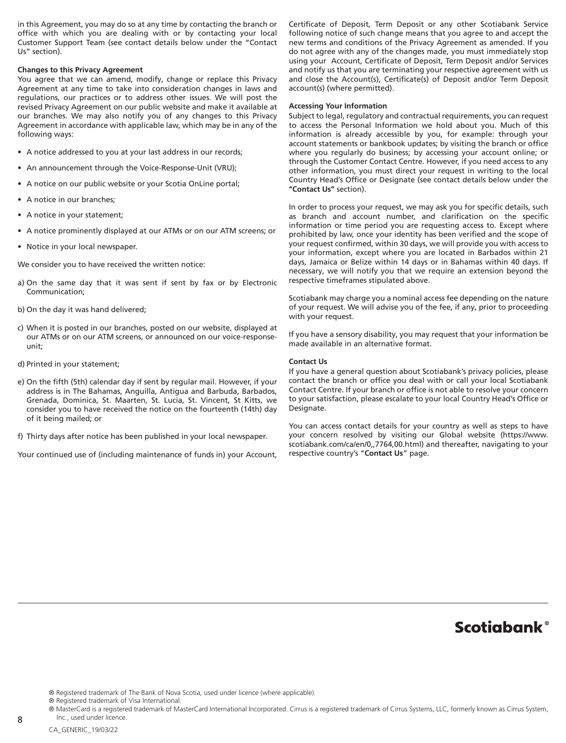in this Agreement, you may do so at any time by contacting the branch or office with which you are dealing with or by contacting your local Customer Support Team (see contact details below under the "Contact Us" section).

**Changes to this Privacy Agreement**

You agree that we can amend, modify, change or replace this Privacy Agreement at any time to take into consideration changes in laws and regulations, our practices or to address other issues. We will post the revised Privacy Agreement on our public website and make it available at our branches. We may also notify you of any changes to this Privacy Agreement in accordance with applicable law, which may be in any of the following ways:

- A notice addressed to you at your last address in our records;
- An announcement through the Voice-Response-Unit (VRU);
- A notice on our public website or your Scotia OnLine portal;
- A notice in our branches;
- A notice in your statement;
- A notice prominently displayed at our ATMs or on our ATM screens; or
- Notice in your local newspaper.

We consider you to have received the written notice:

a) On the same day that it was sent if sent by fax or by Electronic Communication;

b) On the day it was hand delivered;

c) When it is posted in our branches, posted on our website, displayed at our ATMs or on our ATM screens, or announced on our voice-response-unit;

d) Printed in your statement;

e) On the fifth (5th) calendar day if sent by regular mail. However, if your address is in The Bahamas, Anguilla, Antigua and Barbuda, Barbados, Grenada, Dominica, St. Maarten, St. Lucia, St. Vincent, St Kitts, we consider you to have received the notice on the fourteenth (14th) day of it being mailed; or

f) Thirty days after notice has been published in your local newspaper.

Your continued use of (including maintenance of funds in) your Account, Certificate of Deposit, Term Deposit or any other Scotiabank Service following notice of such change means that you agree to and accept the new terms and conditions of the Privacy Agreement as amended. If you do not agree with any of the changes made, you must immediately stop using your Account, Certificate of Deposit, Term Deposit and/or Services and notify us that you are terminating your respective agreement with us and close the Account(s), Certificate(s) of Deposit and/or Term Deposit account(s) (where permitted).

**Accessing Your Information**

Subject to legal, regulatory and contractual requirements, you can request to access the Personal Information we hold about you. Much of this information is already accessible by you, for example: through your account statements or bankbook updates; by visiting the branch or office where you regularly do business; by accessing your account online; or through the Customer Contact Centre. However, if you need access to any other information, you must direct your request in writing to the local Country Head's Office or Designate (see contact details below under the **"Contact Us"** section).

In order to process your request, we may ask you for specific details, such as branch and account number, and clarification on the specific information or time period you are requesting access to. Except where prohibited by law, once your identity has been verified and the scope of your request confirmed, within 30 days, we will provide you with access to your information, except where you are located in Barbados within 21 days, Jamaica or Belize within 14 days or in Bahamas within 40 days. If necessary, we will notify you that we require an extension beyond the respective timeframes stipulated above.

Scotiabank may charge you a nominal access fee depending on the nature of your request. We will advise you of the fee, if any, prior to proceeding with your request.

If you have a sensory disability, you may request that your information be made available in an alternative format.

**Contact Us**

If you have a general question about Scotiabank's privacy policies, please contact the branch or office you deal with or call your local Scotiabank Contact Centre. If your branch or office is not able to resolve your concern to your satisfaction, please escalate to your local Country Head's Office or Designate.

You can access contact details for your country as well as steps to have your concern resolved by visiting our Global website (https://www.scotiabank.com/ca/en/0,,7764,00.html) and thereafter, navigating to your respective country's "**Contact Us**" page.

Scotiabank®

® Registered trademark of The Bank of Nova Scotia, used under licence (where applicable).

® Registered trademark of Visa International.

® MasterCard is a registered trademark of MasterCard International Incorporated. Cirrus is a registered trademark of Cirrus Systems, LLC, formerly known as Cirrus System, Inc., used under licence.

CA_GENERIC_19/03/22